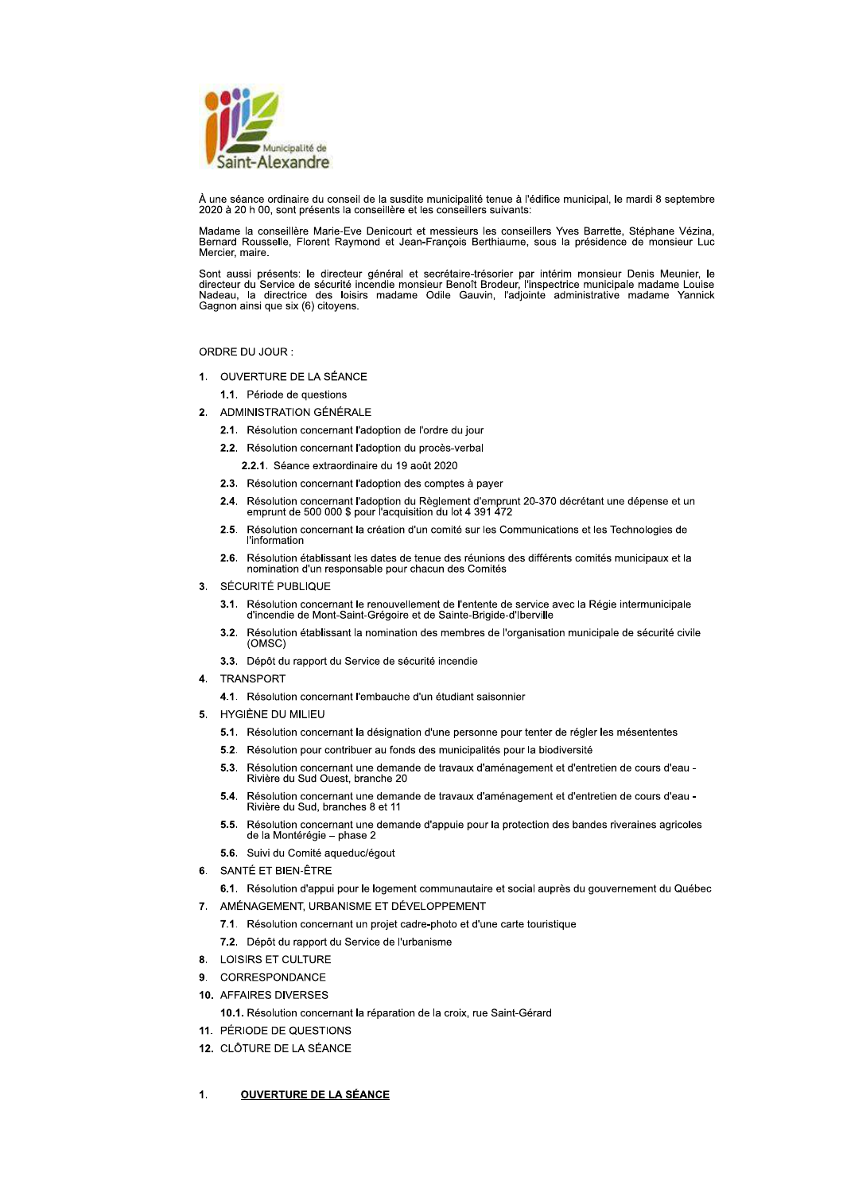Municipalité de Saint-Alexandre

À une séance ordinaire du conseil de la susdite municipalité tenue à l'édifice municipal, le mardi 8 septembre 2020 à 20 h 00, sont présents la conseillère et les conseillers suivants:

Madame la conseillère Marie-Eve Denicourt et messieurs les conseillers Yves Barrette, Stéphane Vézina, Bernard Rousselle, Florent Raymond et Jean-François Berthiaume, sous la présidence de monsieur Luc Mercier, maire.

Sont aussi présents: le directeur général et secrétaire-trésorier par intérim monsieur Denis Meunier, le directeur du Service de sécurité incendie monsieur Benoît Brodeur, l'inspectrice municipale madame Louise Nadeau, la directrice des loisirs madame Odile Gauvin, l'adjointe administrative madame Yannick Gagnon ainsi que six (6) citoyens.

ORDRE DU JOUR :

1. OUVERTURE DE LA SÉANCE
   - **1.1.** Période de questions
2. ADMINISTRATION GÉNÉRALE
   - **2.1.** Résolution concernant l'adoption de l'ordre du jour
   - **2.2.** Résolution concernant l'adoption du procès-verbal
     - **2.2.1.** Séance extraordinaire du 19 août 2020
   - **2.3.** Résolution concernant l'adoption des comptes à payer
   - **2.4.** Résolution concernant l'adoption du Règlement d'emprunt 20-370 décrétant une dépense et un emprunt de 500 000 $ pour l'acquisition du lot 4 391 472
   - **2.5.** Résolution concernant la création d'un comité sur les Communications et les Technologies de l'information
   - **2.6.** Résolution établissant les dates de tenue des réunions des différents comités municipaux et la nomination d'un responsable pour chacun des Comités
3. SÉCURITÉ PUBLIQUE
   - **3.1.** Résolution concernant le renouvellement de l'entente de service avec la Régie intermunicipale d'incendie de Mont-Saint-Grégoire et de Sainte-Brigide-d'Iberville
   - **3.2.** Résolution établissant la nomination des membres de l'organisation municipale de sécurité civile (OMSC)
   - **3.3.** Dépôt du rapport du Service de sécurité incendie
4. TRANSPORT
   - **4.1.** Résolution concernant l'embauche d'un étudiant saisonnier
5. HYGIÈNE DU MILIEU
   - **5.1.** Résolution concernant la désignation d'une personne pour tenter de régler les mésententes
   - **5.2.** Résolution pour contribuer au fonds des municipalités pour la biodiversité
   - **5.3.** Résolution concernant une demande de travaux d'aménagement et d'entretien de cours d'eau - Rivière du Sud Ouest, branche 20
   - **5.4.** Résolution concernant une demande de travaux d'aménagement et d'entretien de cours d'eau - Rivière du Sud, branches 8 et 11
   - **5.5.** Résolution concernant une demande d'appuie pour la protection des bandes riveraines agricoles de la Montérégie – phase 2
   - **5.6.** Suivi du Comité aqueduc/égout
6. SANTÉ ET BIEN-ÊTRE
   - **6.1.** Résolution d'appui pour le logement communautaire et social auprès du gouvernement du Québec
7. AMÉNAGEMENT, URBANISME ET DÉVELOPPEMENT
   - **7.1.** Résolution concernant un projet cadre-photo et d'une carte touristique
   - **7.2.** Dépôt du rapport du Service de l'urbanisme
8. LOISIRS ET CULTURE
9. CORRESPONDANCE
10. AFFAIRES DIVERSES
    - **10.1.** Résolution concernant la réparation de la croix, rue Saint-Gérard
11. PÉRIODE DE QUESTIONS
12. CLÔTURE DE LA SÉANCE

## 1. OUVERTURE DE LA SÉANCE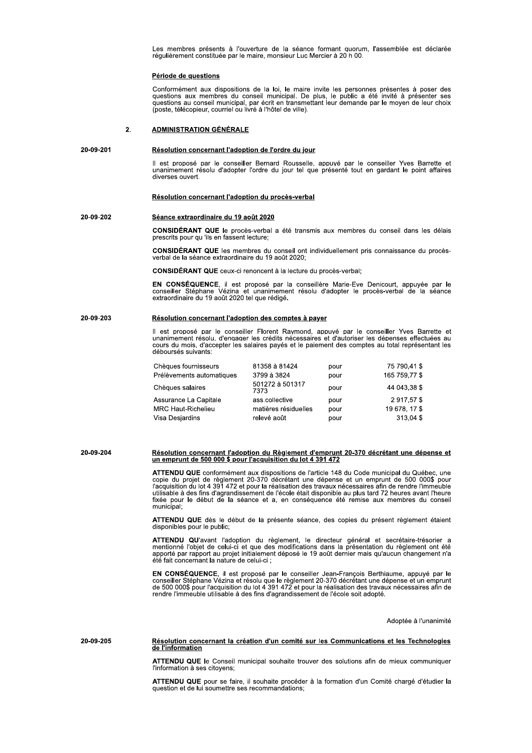Les membres présents à l'ouverture de la séance formant quorum, l'assemblée est déclarée régulièrement constituée par le maire, monsieur Luc Mercier à 20 h 00.

**Période de questions**

Conformément aux dispositions de la loi, le maire invite les personnes présentes à poser des questions aux membres du conseil municipal. De plus, le public a été invité à présenter ses questions au conseil municipal, par écrit en transmettant leur demande par le moyen de leur choix (poste, télécopieur, courriel ou livré à l'hôtel de ville).

## 2. ADMINISTRATION GÉNÉRALE

**20-09-201**

**Résolution concernant l'adoption de l'ordre du jour**

Il est proposé par le conseiller Bernard Rousselle, appuyé par le conseiller Yves Barrette et unanimement résolu d'adopter l'ordre du jour tel que présenté tout en gardant le point affaires diverses ouvert.

**Résolution concernant l'adoption du procès-verbal**

**20-09-202**

**Séance extraordinaire du 19 août 2020**

**CONSIDÉRANT QUE** le procès-verbal a été transmis aux membres du conseil dans les délais prescrits pour qu 'ils en fassent lecture;

**CONSIDÉRANT QUE** les membres du conseil ont individuellement pris connaissance du procès-verbal de la séance extraordinaire du 19 août 2020;

**CONSIDÉRANT QUE** ceux-ci renoncent à la lecture du procès-verbal;

**EN CONSÉQUENCE**, il est proposé par la conseillère Marie-Eve Denicourt, appuyée par le conseiller Stéphane Vézina et unanimement résolu d'adopter le procès-verbal de la séance extraordinaire du 19 août 2020 tel que rédigé.

**20-09-203**

**Résolution concernant l'adoption des comptes à payer**

Il est proposé par le conseiller Florent Raymond, appuyé par le conseiller Yves Barrette et unanimement résolu, d'engager les crédits nécessaires et d'autoriser les dépenses effectuées au cours du mois, d'accepter les salaires payés et le paiement des comptes au total représentant les déboursés suivants:

| | | | |
|---|---|---|---|
| Chèques fournisseurs | 81358 à 81424 | pour | 75 790,41 $ |
| Prélèvements automatiques | 3799 à 3824 | pour | 165 759,77 $ |
| Chèques salaires | 501272 à 501317 7373 | pour | 44 043,38 $ |
| Assurance La Capitale | ass.collective | pour | 2 917,57 $ |
| MRC Haut-Richelieu | matières résiduelles | pour | 19 678, 17 $ |
| Visa Desjardins | relevé août | pour | 313,04 $ |

**20-09-204**

**Résolution concernant l'adoption du Règlement d'emprunt 20-370 décrétant une dépense et un emprunt de 500 000 $ pour l'acquisition du lot 4 391 472**

**ATTENDU QUE** conformément aux dispositions de l'article 148 du Code municipal du Québec, une copie du projet de règlement 20-370 décrétant une dépense et un emprunt de 500 000$ pour l'acquisition du lot 4 391 472 et pour la réalisation des travaux nécessaires afin de rendre l'immeuble utilisable à des fins d'agrandissement de l'école était disponible au plus tard 72 heures avant l'heure fixée pour le début de la séance et a, en conséquence été remise aux membres du conseil municipal;

**ATTENDU QUE** dès le début de la présente séance, des copies du présent règlement étaient disponibles pour le public;

**ATTENDU QU**'avant l'adoption du règlement, le directeur général et secrétaire-trésorier a mentionné l'objet de celui-ci et que des modifications dans la présentation du règlement ont été apporté par rapport au projet initialement déposé le 19 août dernier mais qu'aucun changement n'a été fait concernant la nature de celui-ci ;

**EN CONSÉQUENCE**, il est proposé par le conseiller Jean-François Berthiaume, appuyé par le conseiller Stéphane Vézina et résolu que le règlement 20-370 décrétant une dépense et un emprunt de 500 000$ pour l'acquisition du lot 4 391 472 et pour la réalisation des travaux nécessaires afin de rendre l'immeuble utilisable à des fins d'agrandissement de l'école soit adopté.

Adoptée à l'unanimité

**20-09-205**

**Résolution concernant la création d'un comité sur les Communications et les Technologies de l'information**

**ATTENDU QUE** le Conseil municipal souhaite trouver des solutions afin de mieux communiquer l'information à ses citoyens;

**ATTENDU QUE** pour se faire, il souhaite procéder à la formation d'un Comité chargé d'étudier la question et de lui soumettre ses recommandations;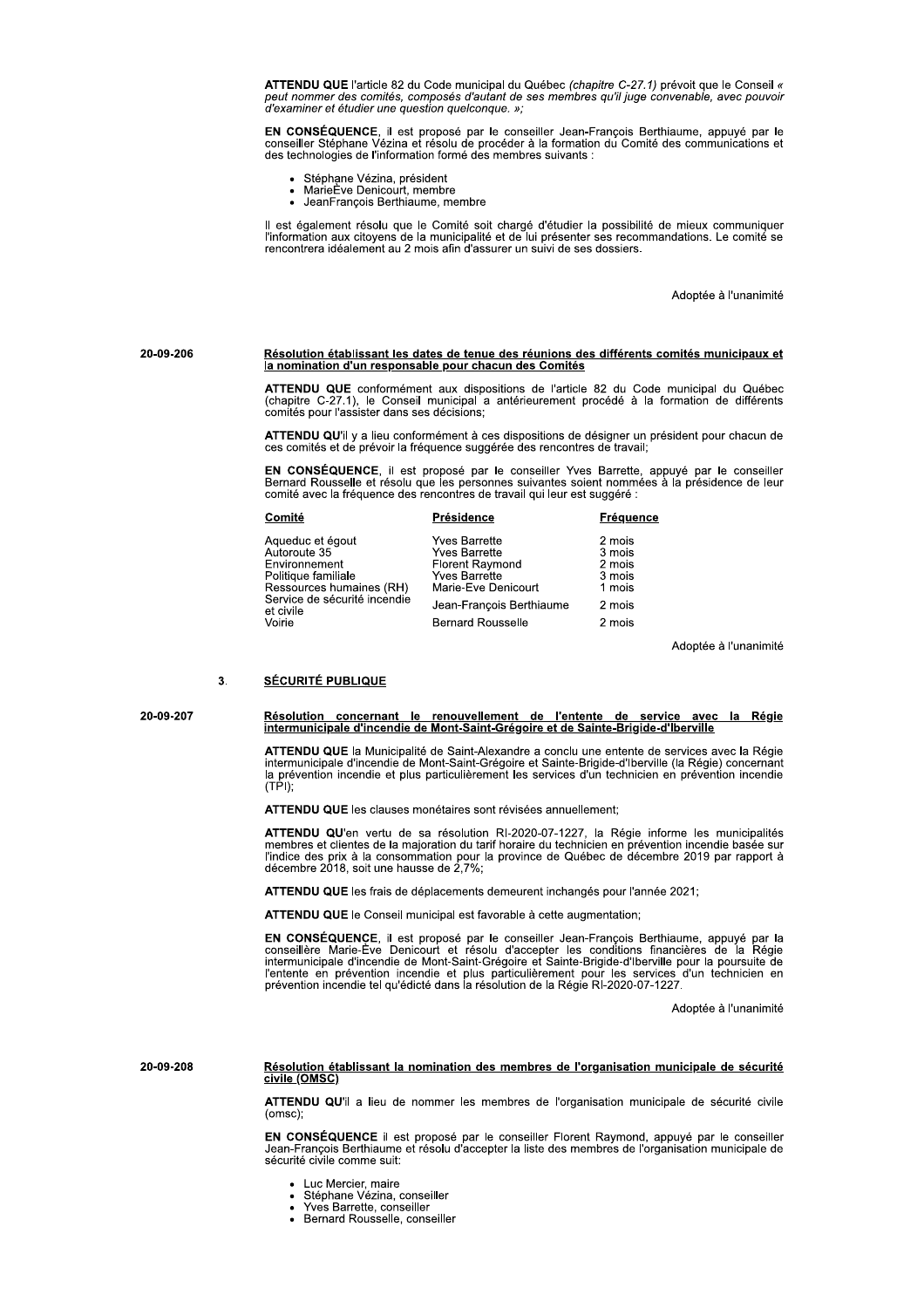**ATTENDU QUE** l'article 82 du Code municipal du Québec *(chapitre C-27.1)* prévoit que le Conseil « *peut nommer des comités, composés d'autant de ses membres qu'il juge convenable, avec pouvoir d'examiner et étudier une question quelconque. »;*

**EN CONSÉQUENCE**, il est proposé par le conseiller Jean-François Berthiaume, appuyé par le conseiller Stéphane Vézina et résolu de procéder à la formation du Comité des communications et des technologies de l'information formé des membres suivants :

- Stéphane Vézina, président
- MarieÈve Denicourt, membre
- JeanFrançois Berthiaume, membre

Il est également résolu que le Comité soit chargé d'étudier la possibilité de mieux communiquer l'information aux citoyens de la municipalité et de lui présenter ses recommandations. Le comité se rencontrera idéalement au 2 mois afin d'assurer un suivi de ses dossiers.

Adoptée à l'unanimité

**20-09-206**

**Résolution établissant les dates de tenue des réunions des différents comités municipaux et la nomination d'un responsable pour chacun des Comités**

**ATTENDU QUE** conformément aux dispositions de l'article 82 du Code municipal du Québec (chapitre C-27.1), le Conseil municipal a antérieurement procédé à la formation de différents comités pour l'assister dans ses décisions;

**ATTENDU QU'**il y a lieu conformément à ces dispositions de désigner un président pour chacun de ces comités et de prévoir la fréquence suggérée des rencontres de travail;

**EN CONSÉQUENCE**, il est proposé par le conseiller Yves Barrette, appuyé par le conseiller Bernard Rousselle et résolu que les personnes suivantes soient nommées à la présidence de leur comité avec la fréquence des rencontres de travail qui leur est suggéré :

| Comité | Présidence | Fréquence |
|---|---|---|
| Aqueduc et égout | Yves Barrette | 2 mois |
| Autoroute 35 | Yves Barrette | 3 mois |
| Environnement | Florent Raymond | 2 mois |
| Politique familiale | Yves Barrette | 3 mois |
| Ressources humaines (RH) | Marie-Ève Denicourt | 1 mois |
| Service de sécurité incendie et civile | Jean-François Berthiaume | 2 mois |
| Voirie | Bernard Rousselle | 2 mois |

Adoptée à l'unanimité

## 3. SÉCURITÉ PUBLIQUE

**20-09-207**

**Résolution concernant le renouvellement de l'entente de service avec la Régie intermunicipale d'incendie de Mont-Saint-Grégoire et de Sainte-Brigide-d'Iberville**

**ATTENDU QUE** la Municipalité de Saint-Alexandre a conclu une entente de services avec la Régie intermunicipale d'incendie de Mont-Saint-Grégoire et Sainte-Brigide-d'Iberville (la Régie) concernant la prévention incendie et plus particulièrement les services d'un technicien en prévention incendie (TPI);

**ATTENDU QUE** les clauses monétaires sont révisées annuellement;

**ATTENDU QU'**en vertu de sa résolution RI-2020-07-1227, la Régie informe les municipalités membres et clientes de la majoration du tarif horaire du technicien en prévention incendie basée sur l'indice des prix à la consommation pour la province de Québec de décembre 2019 par rapport à décembre 2018, soit une hausse de 2,7%;

**ATTENDU QUE** les frais de déplacements demeurent inchangés pour l'année 2021;

**ATTENDU QUE** le Conseil municipal est favorable à cette augmentation;

**EN CONSÉQUENCE**, il est proposé par le conseiller Jean-François Berthiaume, appuyé par la conseillère Marie-Ève Denicourt et résolu d'accepter les conditions financières de la Régie intermunicipale d'incendie de Mont-Saint-Grégoire et Sainte-Brigide-d'Iberville pour la poursuite de l'entente en prévention incendie et plus particulièrement pour les services d'un technicien en prévention incendie tel qu'édicté dans la résolution de la Régie RI-2020-07-1227.

Adoptée à l'unanimité

**20-09-208**

**Résolution établissant la nomination des membres de l'organisation municipale de sécurité civile (OMSC)**

**ATTENDU QU'**il a lieu de nommer les membres de l'organisation municipale de sécurité civile (omsc);

**EN CONSÉQUENCE** il est proposé par le conseiller Florent Raymond, appuyé par le conseiller Jean-François Berthiaume et résolu d'accepter la liste des membres de l'organisation municipale de sécurité civile comme suit:

- Luc Mercier, maire
- Stéphane Vézina, conseiller
- Yves Barrette, conseiller
- Bernard Rousselle, conseiller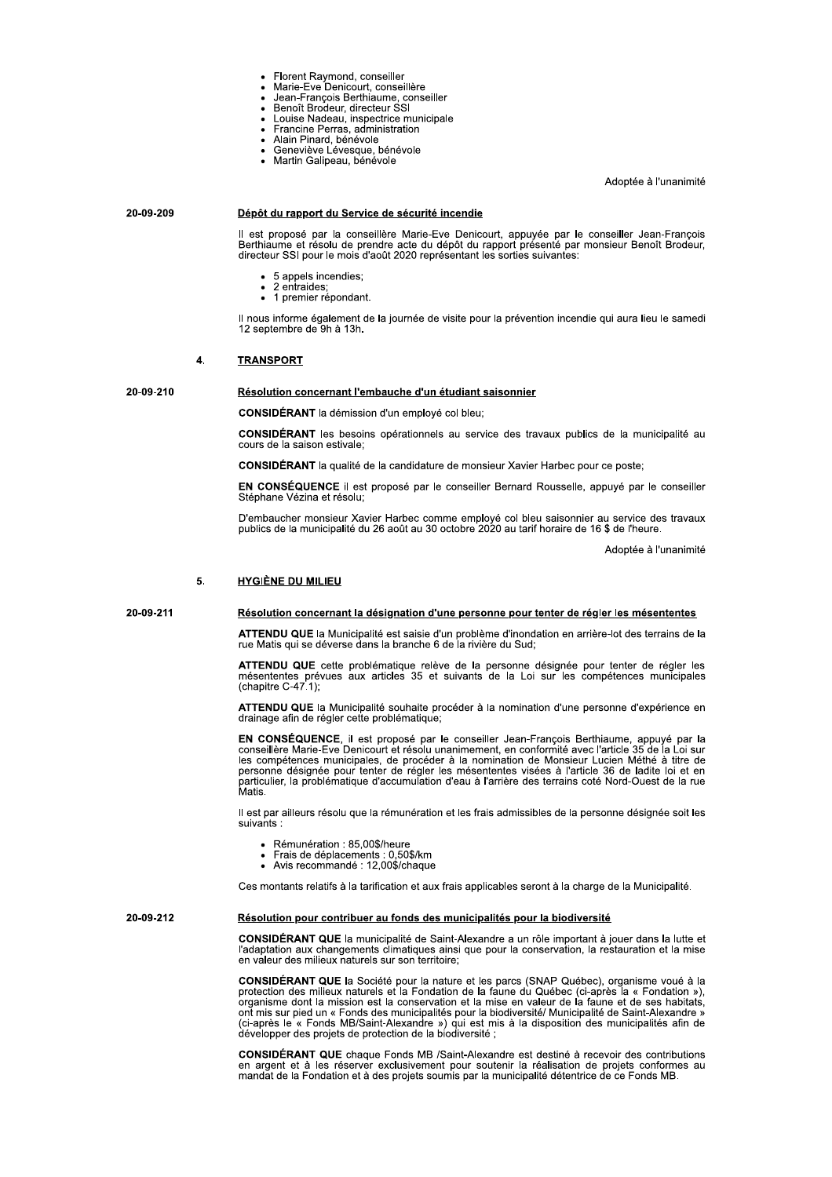- Florent Raymond, conseiller
- Marie-Eve Denicourt, conseillère
- Jean-François Berthiaume, conseiller
- Benoît Brodeur, directeur SSI
- Louise Nadeau, inspectrice municipale
- Francine Perras, administration
- Alain Pinard, bénévole
- Geneviève Lévesque, bénévole
- Martin Galipeau, bénévole

Adoptée à l'unanimité

**20-09-209**

**Dépôt du rapport du Service de sécurité incendie**

Il est proposé par la conseillère Marie-Eve Denicourt, appuyée par le conseiller Jean-François Berthiaume et résolu de prendre acte du dépôt du rapport présenté par monsieur Benoît Brodeur, directeur SSI pour le mois d'août 2020 représentant les sorties suivantes:

- 5 appels incendies;
- 2 entraides;
- 1 premier répondant.

Il nous informe également de la journée de visite pour la prévention incendie qui aura lieu le samedi 12 septembre de 9h à 13h.

## 4. TRANSPORT

**20-09-210**

**Résolution concernant l'embauche d'un étudiant saisonnier**

**CONSIDÉRANT** la démission d'un employé col bleu;

**CONSIDÉRANT** les besoins opérationnels au service des travaux publics de la municipalité au cours de la saison estivale;

**CONSIDÉRANT** la qualité de la candidature de monsieur Xavier Harbec pour ce poste;

**EN CONSÉQUENCE** il est proposé par le conseiller Bernard Rousselle, appuyé par le conseiller Stéphane Vézina et résolu;

D'embaucher monsieur Xavier Harbec comme employé col bleu saisonnier au service des travaux publics de la municipalité du 26 août au 30 octobre 2020 au tarif horaire de 16 $ de l'heure.

Adoptée à l'unanimité

## 5. HYGIÈNE DU MILIEU

**20-09-211**

**Résolution concernant la désignation d'une personne pour tenter de régler les mésententes**

**ATTENDU QUE** la Municipalité est saisie d'un problème d'inondation en arrière-lot des terrains de la rue Matis qui se déverse dans la branche 6 de la rivière du Sud;

**ATTENDU QUE** cette problématique relève de la personne désignée pour tenter de régler les mésententes prévues aux articles 35 et suivants de la Loi sur les compétences municipales (chapitre C-47.1);

**ATTENDU QUE** la Municipalité souhaite procéder à la nomination d'une personne d'expérience en drainage afin de régler cette problématique;

**EN CONSÉQUENCE**, il est proposé par le conseiller Jean-François Berthiaume, appuyé par la conseillère Marie-Eve Denicourt et résolu unanimement, en conformité avec l'article 35 de la Loi sur les compétences municipales, de procéder à la nomination de Monsieur Lucien Méthé à titre de personne désignée pour tenter de régler les mésententes visées à l'article 36 de ladite loi et en particulier, la problématique d'accumulation d'eau à l'arrière des terrains coté Nord-Ouest de la rue Matis.

Il est par ailleurs résolu que la rémunération et les frais admissibles de la personne désignée soit les suivants :

- Rémunération : 85,00$/heure
- Frais de déplacements : 0,50$/km
- Avis recommandé : 12,00$/chaque

Ces montants relatifs à la tarification et aux frais applicables seront à la charge de la Municipalité.

**20-09-212**

**Résolution pour contribuer au fonds des municipalités pour la biodiversité**

**CONSIDÉRANT QUE** la municipalité de Saint-Alexandre a un rôle important à jouer dans la lutte et l'adaptation aux changements climatiques ainsi que pour la conservation, la restauration et la mise en valeur des milieux naturels sur son territoire;

**CONSIDÉRANT QUE** la Société pour la nature et les parcs (SNAP Québec), organisme voué à la protection des milieux naturels et la Fondation de la faune du Québec (ci-après la « Fondation »), organisme dont la mission est la conservation et la mise en valeur de la faune et de ses habitats, ont mis sur pied un « Fonds des municipalités pour la biodiversité/ Municipalité de Saint-Alexandre » (ci-après le « Fonds MB/Saint-Alexandre ») qui est mis à la disposition des municipalités afin de développer des projets de protection de la biodiversité ;

**CONSIDÉRANT QUE** chaque Fonds MB /Saint-Alexandre est destiné à recevoir des contributions en argent et à les réserver exclusivement pour soutenir la réalisation de projets conformes au mandat de la Fondation et à des projets soumis par la municipalité détentrice de ce Fonds MB.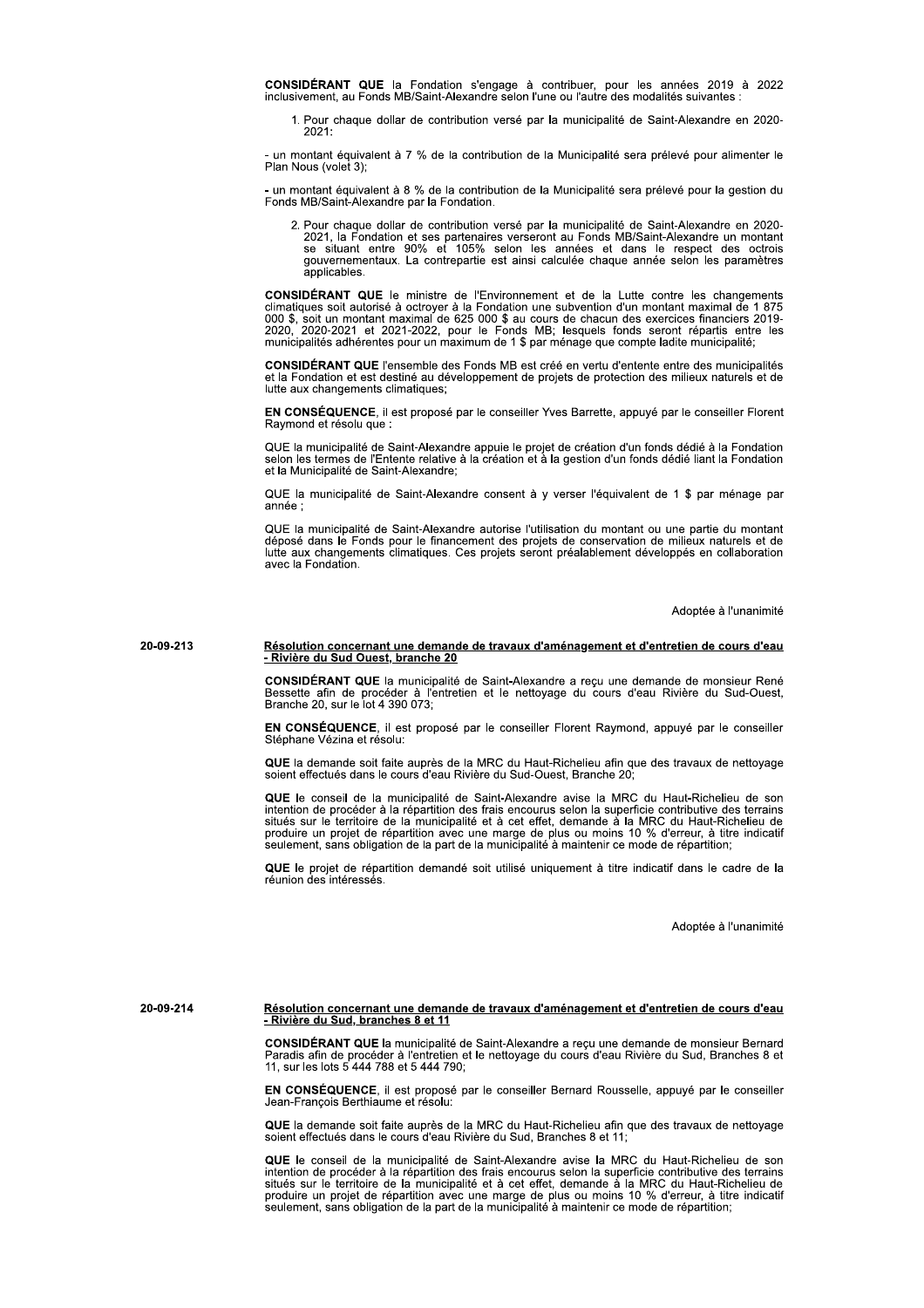**CONSIDÉRANT QUE** la Fondation s'engage à contribuer, pour les années 2019 à 2022 inclusivement, au Fonds MB/Saint-Alexandre selon l'une ou l'autre des modalités suivantes :

1. Pour chaque dollar de contribution versé par la municipalité de Saint-Alexandre en 2020-2021:

- un montant équivalent à 7 % de la contribution de la Municipalité sera prélevé pour alimenter le Plan Nous (volet 3);

- un montant équivalent à 8 % de la contribution de la Municipalité sera prélevé pour la gestion du Fonds MB/Saint-Alexandre par la Fondation.

2. Pour chaque dollar de contribution versé par la municipalité de Saint-Alexandre en 2020-2021, la Fondation et ses partenaires verseront au Fonds MB/Saint-Alexandre un montant se situant entre 90% et 105% selon les années et dans le respect des octrois gouvernementaux. La contrepartie est ainsi calculée chaque année selon les paramètres applicables.

**CONSIDÉRANT QUE** le ministre de l'Environnement et de la Lutte contre les changements climatiques soit autorisé à octroyer à la Fondation une subvention d'un montant maximal de 1 875 000 $, soit un montant maximal de 625 000 $ au cours de chacun des exercices financiers 2019-2020, 2020-2021 et 2021-2022, pour le Fonds MB; lesquels fonds seront répartis entre les municipalités adhérentes pour un maximum de 1 $ par ménage que compte ladite municipalité;

**CONSIDÉRANT QUE** l'ensemble des Fonds MB est créé en vertu d'entente entre des municipalités et la Fondation et est destiné au développement de projets de protection des milieux naturels et de lutte aux changements climatiques;

**EN CONSÉQUENCE**, il est proposé par le conseiller Yves Barrette, appuyé par le conseiller Florent Raymond et résolu que :

QUE la municipalité de Saint-Alexandre appuie le projet de création d'un fonds dédié à la Fondation selon les termes de l'Entente relative à la création et à la gestion d'un fonds dédié liant la Fondation et la Municipalité de Saint-Alexandre;

QUE la municipalité de Saint-Alexandre consent à y verser l'équivalent de 1 $ par ménage par année ;

QUE la municipalité de Saint-Alexandre autorise l'utilisation du montant ou une partie du montant déposé dans le Fonds pour le financement des projets de conservation de milieux naturels et de lutte aux changements climatiques. Ces projets seront préalablement développés en collaboration avec la Fondation.

Adoptée à l'unanimité

20-09-213

**Résolution concernant une demande de travaux d'aménagement et d'entretien de cours d'eau - Rivière du Sud Ouest, branche 20**

**CONSIDÉRANT QUE** la municipalité de Saint-Alexandre a reçu une demande de monsieur René Bessette afin de procéder à l'entretien et le nettoyage du cours d'eau Rivière du Sud-Ouest, Branche 20, sur le lot 4 390 073;

**EN CONSÉQUENCE**, il est proposé par le conseiller Florent Raymond, appuyé par le conseiller Stéphane Vézina et résolu:

**QUE** la demande soit faite auprès de la MRC du Haut-Richelieu afin que des travaux de nettoyage soient effectués dans le cours d'eau Rivière du Sud-Ouest, Branche 20;

**QUE** le conseil de la municipalité de Saint-Alexandre avise la MRC du Haut-Richelieu de son intention de procéder à la répartition des frais encourus selon la superficie contributive des terrains situés sur le territoire de la municipalité et à cet effet, demande à la MRC du Haut-Richelieu de produire un projet de répartition avec une marge de plus ou moins 10 % d'erreur, à titre indicatif seulement, sans obligation de la part de la municipalité à maintenir ce mode de répartition;

**QUE** le projet de répartition demandé soit utilisé uniquement à titre indicatif dans le cadre de la réunion des intéressés.

Adoptée à l'unanimité

20-09-214

**Résolution concernant une demande de travaux d'aménagement et d'entretien de cours d'eau - Rivière du Sud, branches 8 et 11**

**CONSIDÉRANT QUE** la municipalité de Saint-Alexandre a reçu une demande de monsieur Bernard Paradis afin de procéder à l'entretien et le nettoyage du cours d'eau Rivière du Sud, Branches 8 et 11, sur les lots 5 444 788 et 5 444 790;

**EN CONSÉQUENCE**, il est proposé par le conseiller Bernard Rousselle, appuyé par le conseiller Jean-François Berthiaume et résolu:

**QUE** la demande soit faite auprès de la MRC du Haut-Richelieu afin que des travaux de nettoyage soient effectués dans le cours d'eau Rivière du Sud, Branches 8 et 11;

**QUE** le conseil de la municipalité de Saint-Alexandre avise la MRC du Haut-Richelieu de son intention de procéder à la répartition des frais encourus selon la superficie contributive des terrains situés sur le territoire de la municipalité et à cet effet, demande à la MRC du Haut-Richelieu de produire un projet de répartition avec une marge de plus ou moins 10 % d'erreur, à titre indicatif seulement, sans obligation de la part de la municipalité à maintenir ce mode de répartition;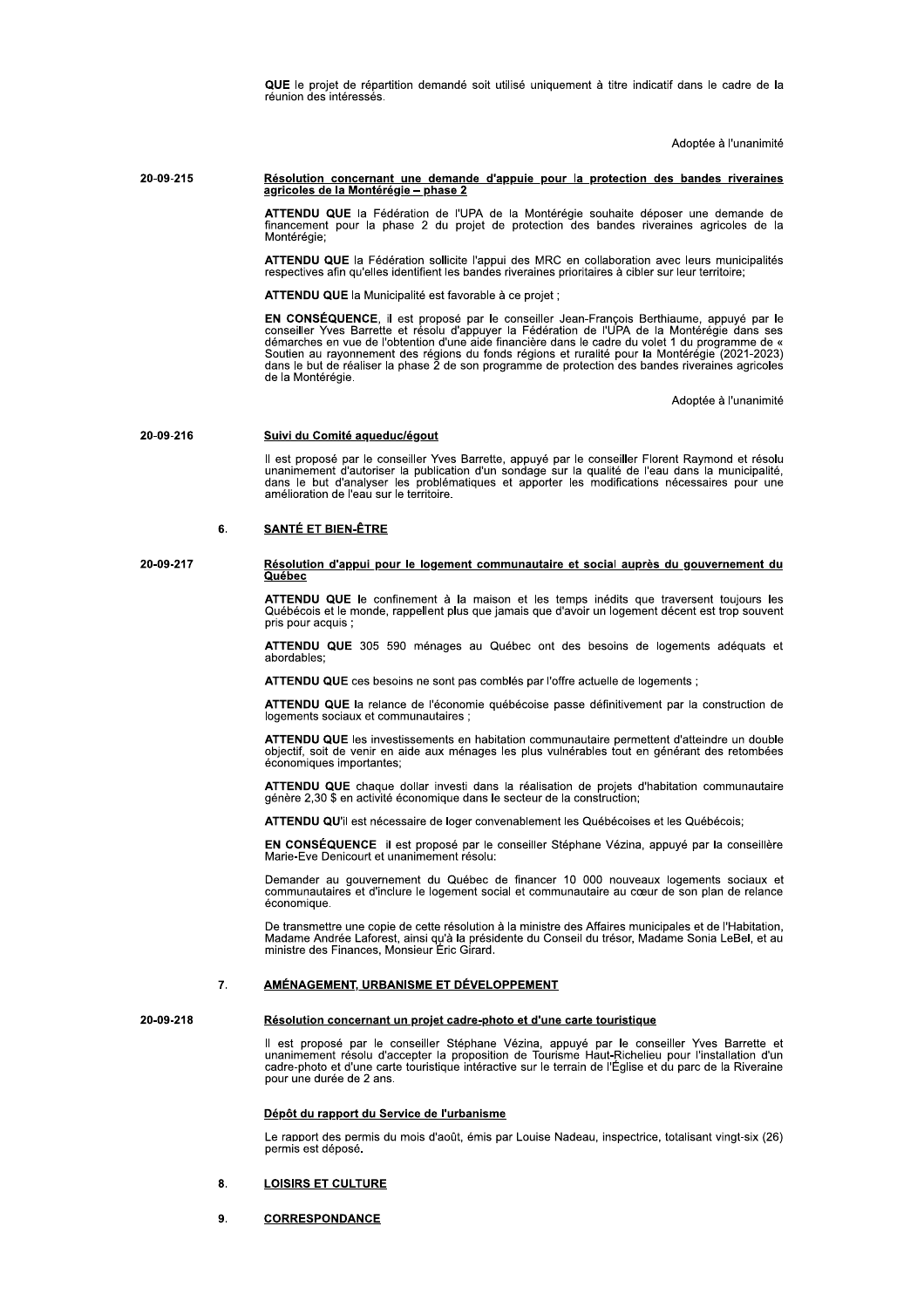**QUE** le projet de répartition demandé soit utilisé uniquement à titre indicatif dans le cadre de la réunion des intéressés.

Adoptée à l'unanimité

**20-09-215**

**Résolution concernant une demande d'appuie pour la protection des bandes riveraines agricoles de la Montérégie – phase 2**

**ATTENDU QUE** la Fédération de l'UPA de la Montérégie souhaite déposer une demande de financement pour la phase 2 du projet de protection des bandes riveraines agricoles de la Montérégie;

**ATTENDU QUE** la Fédération sollicite l'appui des MRC en collaboration avec leurs municipalités respectives afin qu'elles identifient les bandes riveraines prioritaires à cibler sur leur territoire;

**ATTENDU QUE** la Municipalité est favorable à ce projet ;

**EN CONSÉQUENCE**, il est proposé par le conseiller Jean-François Berthiaume, appuyé par le conseiller Yves Barrette et résolu d'appuyer la Fédération de l'UPA de la Montérégie dans ses démarches en vue de l'obtention d'une aide financière dans le cadre du volet 1 du programme de « Soutien au rayonnement des régions du fonds régions et ruralité pour la Montérégie (2021-2023) dans le but de réaliser la phase 2 de son programme de protection des bandes riveraines agricoles de la Montérégie.

Adoptée à l'unanimité

**20-09-216**

**Suivi du Comité aqueduc/égout**

Il est proposé par le conseiller Yves Barrette, appuyé par le conseiller Florent Raymond et résolu unanimement d'autoriser la publication d'un sondage sur la qualité de l'eau dans la municipalité, dans le but d'analyser les problématiques et apporter les modifications nécessaires pour une amélioration de l'eau sur le territoire.

## 6. SANTÉ ET BIEN-ÊTRE

**20-09-217**

**Résolution d'appui pour le logement communautaire et social auprès du gouvernement du Québec**

**ATTENDU QUE** le confinement à la maison et les temps inédits que traversent toujours les Québécois et le monde, rappellent plus que jamais que d'avoir un logement décent est trop souvent pris pour acquis ;

**ATTENDU QUE** 305 590 ménages au Québec ont des besoins de logements adéquats et abordables;

**ATTENDU QUE** ces besoins ne sont pas comblés par l'offre actuelle de logements ;

**ATTENDU QUE** la relance de l'économie québécoise passe définitivement par la construction de logements sociaux et communautaires ;

**ATTENDU QUE** les investissements en habitation communautaire permettent d'atteindre un double objectif, soit de venir en aide aux ménages les plus vulnérables tout en générant des retombées économiques importantes;

**ATTENDU QUE** chaque dollar investi dans la réalisation de projets d'habitation communautaire génère 2,30 $ en activité économique dans le secteur de la construction;

**ATTENDU QU'**il est nécessaire de loger convenablement les Québécoises et les Québécois;

**EN CONSÉQUENCE** il est proposé par le conseiller Stéphane Vézina, appuyé par la conseillère Marie-Eve Denicourt et unanimement résolu:

Demander au gouvernement du Québec de financer 10 000 nouveaux logements sociaux et communautaires et d'inclure le logement social et communautaire au cœur de son plan de relance économique.

De transmettre une copie de cette résolution à la ministre des Affaires municipales et de l'Habitation, Madame Andrée Laforest, ainsi qu'à la présidente du Conseil du trésor, Madame Sonia LeBel, et au ministre des Finances, Monsieur Éric Girard.

## 7. AMÉNAGEMENT, URBANISME ET DÉVELOPPEMENT

**20-09-218**

**Résolution concernant un projet cadre-photo et d'une carte touristique**

Il est proposé par le conseiller Stéphane Vézina, appuyé par le conseiller Yves Barrette et unanimement résolu d'accepter la proposition de Tourisme Haut-Richelieu pour l'installation d'un cadre-photo et d'une carte touristique intéractive sur le terrain de l'Église et du parc de la Riveraine pour une durée de 2 ans.

**Dépôt du rapport du Service de l'urbanisme**

Le rapport des permis du mois d'août, émis par Louise Nadeau, inspectrice, totalisant vingt-six (26) permis est déposé.

## 8. LOISIRS ET CULTURE

## 9. CORRESPONDANCE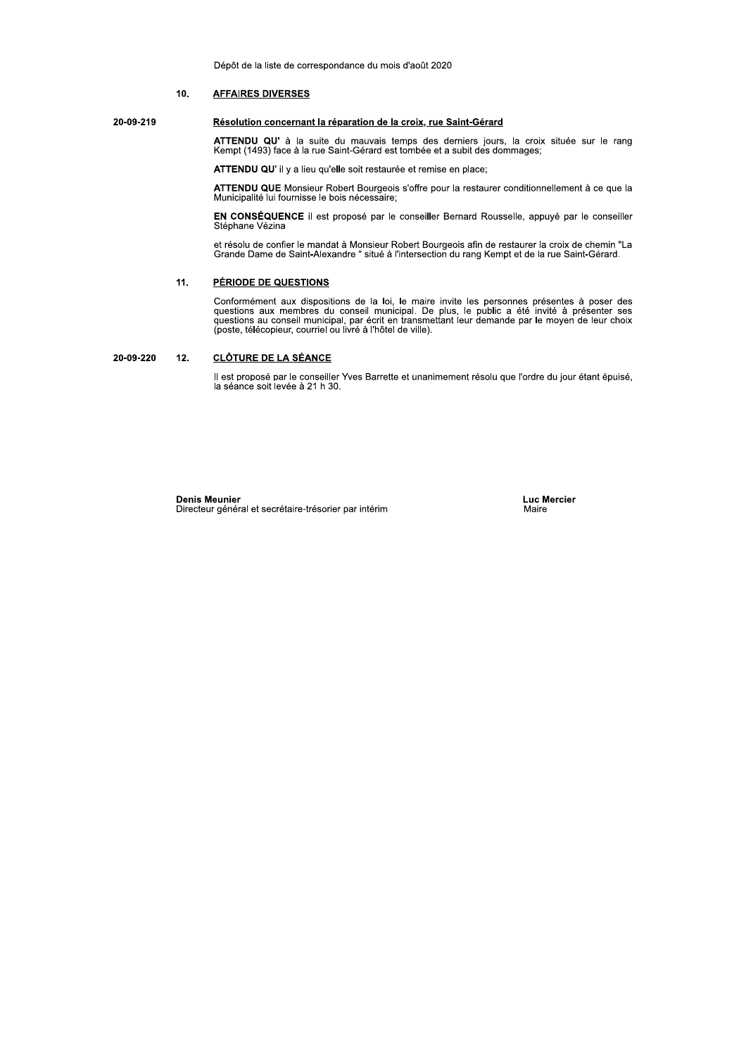Dépôt de la liste de correspondance du mois d'août 2020

## 10. AFFAIRES DIVERSES

20-09-219

### Résolution concernant la réparation de la croix, rue Saint-Gérard

**ATTENDU QU'** à la suite du mauvais temps des derniers jours, la croix située sur le rang Kempt (1493) face à la rue Saint-Gérard est tombée et a subit des dommages;

**ATTENDU QU'** il y a lieu qu'elle soit restaurée et remise en place;

**ATTENDU QUE** Monsieur Robert Bourgeois s'offre pour la restaurer conditionnellement à ce que la Municipalité lui fournisse le bois nécessaire;

**EN CONSÉQUENCE** il est proposé par le conseiller Bernard Rousselle, appuyé par le conseiller Stéphane Vézina

et résolu de confier le mandat à Monsieur Robert Bourgeois afin de restaurer la croix de chemin "La Grande Dame de Saint-Alexandre " situé à l'intersection du rang Kempt et de la rue Saint-Gérard.

## 11. PÉRIODE DE QUESTIONS

Conformément aux dispositions de la loi, le maire invite les personnes présentes à poser des questions aux membres du conseil municipal. De plus, le public a été invité à présenter ses questions au conseil municipal, par écrit en transmettant leur demande par le moyen de leur choix (poste, télécopieur, courriel ou livré à l'hôtel de ville).

20-09-220

## 12. CLÔTURE DE LA SÉANCE

Il est proposé par le conseiller Yves Barrette et unanimement résolu que l'ordre du jour étant épuisé, la séance soit levée à 21 h 30.

**Denis Meunier**
Directeur général et secrétaire-trésorier par intérim

**Luc Mercier**
Maire